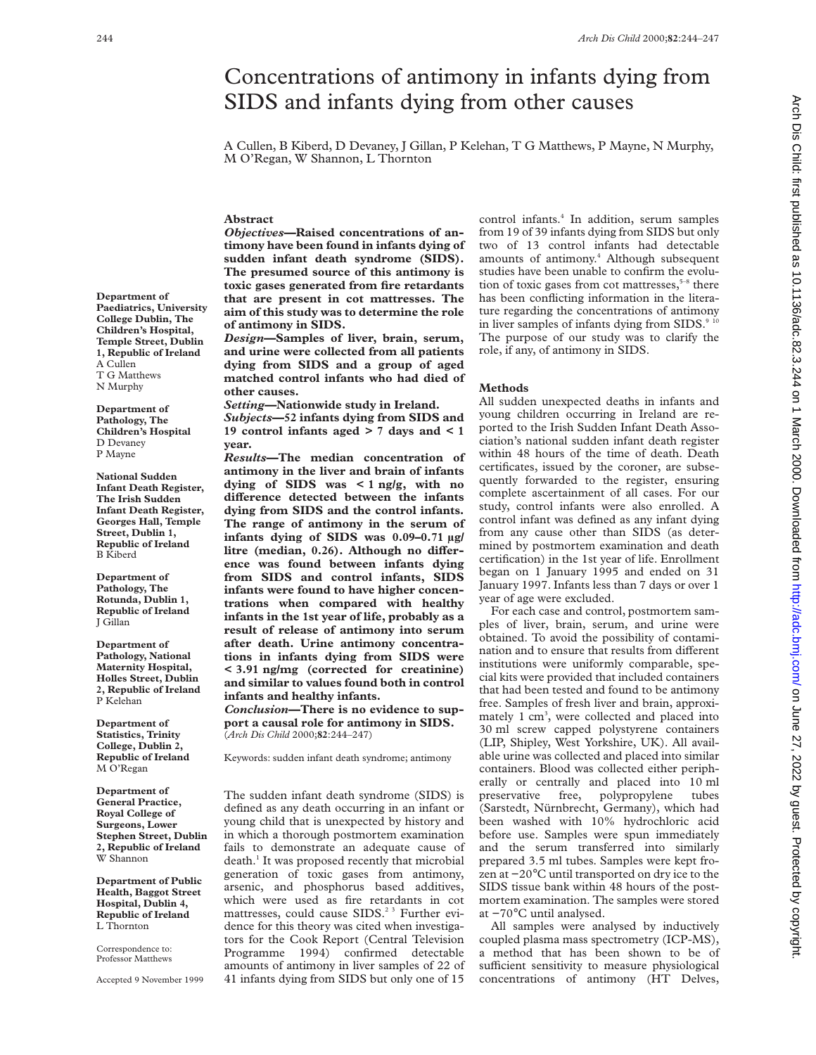# Concentrations of antimony in infants dying from SIDS and infants dying from other causes

A Cullen, B Kiberd, D Devaney, J Gillan, P Kelehan, T G Matthews, P Mayne, N Murphy, M O'Regan, W Shannon, L Thornton

**Department of Paediatrics, University College Dublin, The Children's Hospital, Temple Street, Dublin 1, Republic of Ireland**
A Cullen
T G Matthews
N Murphy

**Department of Pathology, The Children's Hospital**
D Devaney
P Mayne

**National Sudden Infant Death Register, The Irish Sudden Infant Death Register, Georges Hall, Temple Street, Dublin 1, Republic of Ireland**
B Kiberd

**Department of Pathology, The Rotunda, Dublin 1, Republic of Ireland**
J Gillan

**Department of Pathology, National Maternity Hospital, Holles Street, Dublin 2, Republic of Ireland**
P Kelehan

**Department of Statistics, Trinity College, Dublin 2, Republic of Ireland**
M O'Regan

**Department of General Practice, Royal College of Surgeons, Lower Stephen Street, Dublin 2, Republic of Ireland**
W Shannon

**Department of Public Health, Baggot Street Hospital, Dublin 4, Republic of Ireland**
L Thornton

Correspondence to: Professor Matthews

Accepted 9 November 1999

## Abstract

***Objectives*—Raised concentrations of antimony have been found in infants dying of sudden infant death syndrome (SIDS). The presumed source of this antimony is toxic gases generated from fire retardants that are present in cot mattresses. The aim of this study was to determine the role of antimony in SIDS.**

***Design*—Samples of liver, brain, serum, and urine were collected from all patients dying from SIDS and a group of aged matched control infants who had died of other causes.**

***Setting*—Nationwide study in Ireland.**

***Subjects*—52 infants dying from SIDS and 19 control infants aged > 7 days and < 1 year.**

***Results*—The median concentration of antimony in the liver and brain of infants dying of SIDS was < 1 ng/g, with no difference detected between the infants dying from SIDS and the control infants. The range of antimony in the serum of infants dying of SIDS was 0.09–0.71 µg/litre (median, 0.26). Although no difference was found between infants dying from SIDS and control infants, SIDS infants were found to have higher concentrations when compared with healthy infants in the 1st year of life, probably as a result of release of antimony into serum after death. Urine antimony concentrations in infants dying from SIDS were < 3.91 ng/mg (corrected for creatinine) and similar to values found both in control infants and healthy infants.**

***Conclusion*—There is no evidence to support a causal role for antimony in SIDS.**
(*Arch Dis Child* 2000;**82**:244–247)

Keywords: sudden infant death syndrome; antimony

The sudden infant death syndrome (SIDS) is defined as any death occurring in an infant or young child that is unexpected by history and in which a thorough postmortem examination fails to demonstrate an adequate cause of death.[1] It was proposed recently that microbial generation of toxic gases from antimony, arsenic, and phosphorus based additives, which were used as fire retardants in cot mattresses, could cause SIDS.[2 3] Further evidence for this theory was cited when investigators for the Cook Report (Central Television Programme 1994) confirmed detectable amounts of antimony in liver samples of 22 of 41 infants dying from SIDS but only one of 15 control infants.[4] In addition, serum samples from 19 of 39 infants dying from SIDS but only two of 13 control infants had detectable amounts of antimony.[4] Although subsequent studies have been unable to confirm the evolution of toxic gases from cot mattresses,[5–8] there has been conflicting information in the literature regarding the concentrations of antimony in liver samples of infants dying from SIDS.[9 10] The purpose of our study was to clarify the role, if any, of antimony in SIDS.

## Methods

All sudden unexpected deaths in infants and young children occurring in Ireland are reported to the Irish Sudden Infant Death Association's national sudden infant death register within 48 hours of the time of death. Death certificates, issued by the coroner, are subsequently forwarded to the register, ensuring complete ascertainment of all cases. For our study, control infants were also enrolled. A control infant was defined as any infant dying from any cause other than SIDS (as determined by postmortem examination and death certification) in the 1st year of life. Enrollment began on 1 January 1995 and ended on 31 January 1997. Infants less than 7 days or over 1 year of age were excluded.

For each case and control, postmortem samples of liver, brain, serum, and urine were obtained. To avoid the possibility of contamination and to ensure that results from different institutions were uniformly comparable, special kits were provided that included containers that had been tested and found to be antimony free. Samples of fresh liver and brain, approximately 1 $cm^3$, were collected and placed into 30 ml screw capped polystyrene containers (LIP, Shipley, West Yorkshire, UK). All available urine was collected and placed into similar containers. Blood was collected either peripherally or centrally and placed into 10 ml preservative free, polypropylene tubes (Sarstedt, Nürnbrecht, Germany), which had been washed with 10% hydrochloric acid before use. Samples were spun immediately and the serum transferred into similarly prepared 3.5 ml tubes. Samples were kept frozen at −20°C until transported on dry ice to the SIDS tissue bank within 48 hours of the postmortem examination. The samples were stored at −70°C until analysed.

All samples were analysed by inductively coupled plasma mass spectrometry (ICP-MS), a method that has been shown to be of sufficient sensitivity to measure physiological concentrations of antimony (HT Delves,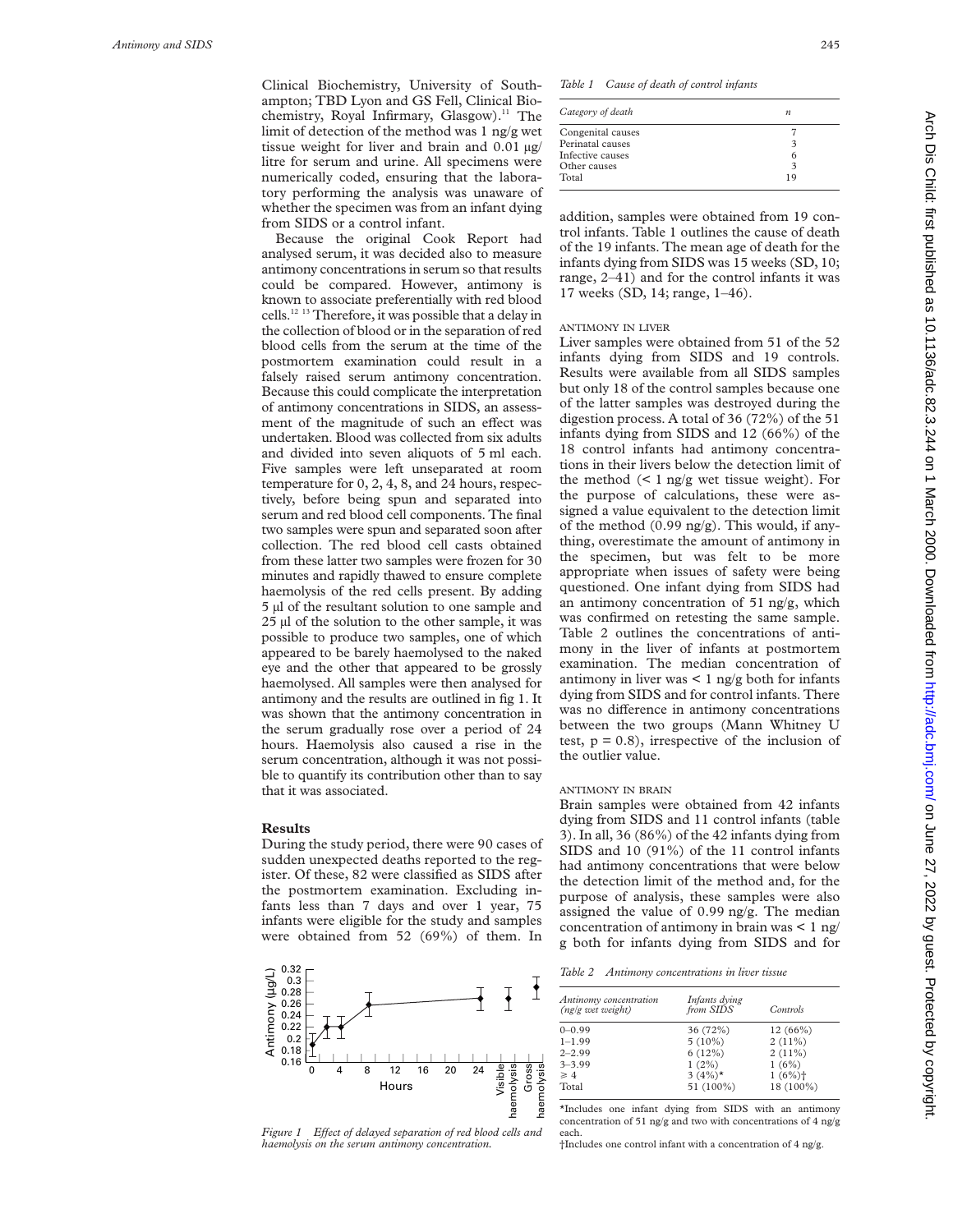Clinical Biochemistry, University of Southampton; TBD Lyon and GS Fell, Clinical Biochemistry, Royal Infirmary, Glasgow).[11] The limit of detection of the method was 1 ng/g wet tissue weight for liver and brain and 0.01 μg/litre for serum and urine. All specimens were numerically coded, ensuring that the laboratory performing the analysis was unaware of whether the specimen was from an infant dying from SIDS or a control infant.

Because the original Cook Report had analysed serum, it was decided also to measure antimony concentrations in serum so that results could be compared. However, antimony is known to associate preferentially with red blood cells.[12 13] Therefore, it was possible that a delay in the collection of blood or in the separation of red blood cells from the serum at the time of the postmortem examination could result in a falsely raised serum antimony concentration. Because this could complicate the interpretation of antimony concentrations in SIDS, an assessment of the magnitude of such an effect was undertaken. Blood was collected from six adults and divided into seven aliquots of 5 ml each. Five samples were left unseparated at room temperature for 0, 2, 4, 8, and 24 hours, respectively, before being spun and separated into serum and red blood cell components. The final two samples were spun and separated soon after collection. The red blood cell casts obtained from these latter two samples were frozen for 30 minutes and rapidly thawed to ensure complete haemolysis of the red cells present. By adding 5 μl of the resultant solution to one sample and 25 μl of the solution to the other sample, it was possible to produce two samples, one of which appeared to be barely haemolysed to the naked eye and the other that appeared to be grossly haemolysed. All samples were then analysed for antimony and the results are outlined in fig 1. It was shown that the antimony concentration in the serum gradually rose over a period of 24 hours. Haemolysis also caused a rise in the serum concentration, although it was not possible to quantify its contribution other than to say that it was associated.

## Results

During the study period, there were 90 cases of sudden unexpected deaths reported to the register. Of these, 82 were classified as SIDS after the postmortem examination. Excluding infants less than 7 days and over 1 year, 75 infants were eligible for the study and samples were obtained from 52 (69%) of them. In addition, samples were obtained from 19 control infants. Table 1 outlines the cause of death of the 19 infants. The mean age of death for the infants dying from SIDS was 15 weeks (SD, 10; range, 2–41) and for the control infants it was 17 weeks (SD, 14; range, 1–46).

*Figure 1 Effect of delayed separation of red blood cells and haemolysis on the serum antimony concentration.*

*Table 1 Cause of death of control infants*

| *Category of death* | *n* |
|---|---|
| Congenital causes | 7 |
| Perinatal causes | 3 |
| Infective causes | 6 |
| Other causes | 3 |
| Total | 19 |

### ANTIMONY IN LIVER

Liver samples were obtained from 51 of the 52 infants dying from SIDS and 19 controls. Results were available from all SIDS samples but only 18 of the control samples because one of the latter samples was destroyed during the digestion process. A total of 36 (72%) of the 51 infants dying from SIDS and 12 (66%) of the 18 control infants had antimony concentrations in their livers below the detection limit of the method (< 1 ng/g wet tissue weight). For the purpose of calculations, these were assigned a value equivalent to the detection limit of the method (0.99 ng/g). This would, if anything, overestimate the amount of antimony in the specimen, but was felt to be more appropriate when issues of safety were being questioned. One infant dying from SIDS had an antimony concentration of 51 ng/g, which was confirmed on retesting the same sample. Table 2 outlines the concentrations of antimony in the liver of infants at postmortem examination. The median concentration of antimony in liver was < 1 ng/g both for infants dying from SIDS and for control infants. There was no difference in antimony concentrations between the two groups (Mann Whitney U test, $p = 0.8$), irrespective of the inclusion of the outlier value.

### ANTIMONY IN BRAIN

Brain samples were obtained from 42 infants dying from SIDS and 11 control infants (table 3). In all, 36 (86%) of the 42 infants dying from SIDS and 10 (91%) of the 11 control infants had antimony concentrations that were below the detection limit of the method and, for the purpose of analysis, these samples were also assigned the value of 0.99 ng/g. The median concentration of antimony in brain was < 1 ng/g both for infants dying from SIDS and for

*Table 2 Antimony concentrations in liver tissue*

| *Antimony concentration (ng/g wet weight)* | *Infants dying from SIDS* | *Controls* |
|---|---|---|
| 0–0.99 | 36 (72%) | 12 (66%) |
| 1–1.99 | 5 (10%) | 2 (11%) |
| 2–2.99 | 6 (12%) | 2 (11%) |
| 3–3.99 | 1 (2%) | 1 (6%) |
| ≥ 4 | 3 (4%)* | 1 (6%)† |
| Total | 51 (100%) | 18 (100%) |

*Includes one infant dying from SIDS with an antimony concentration of 51 ng/g and two with concentrations of 4 ng/g each.

†Includes one control infant with a concentration of 4 ng/g.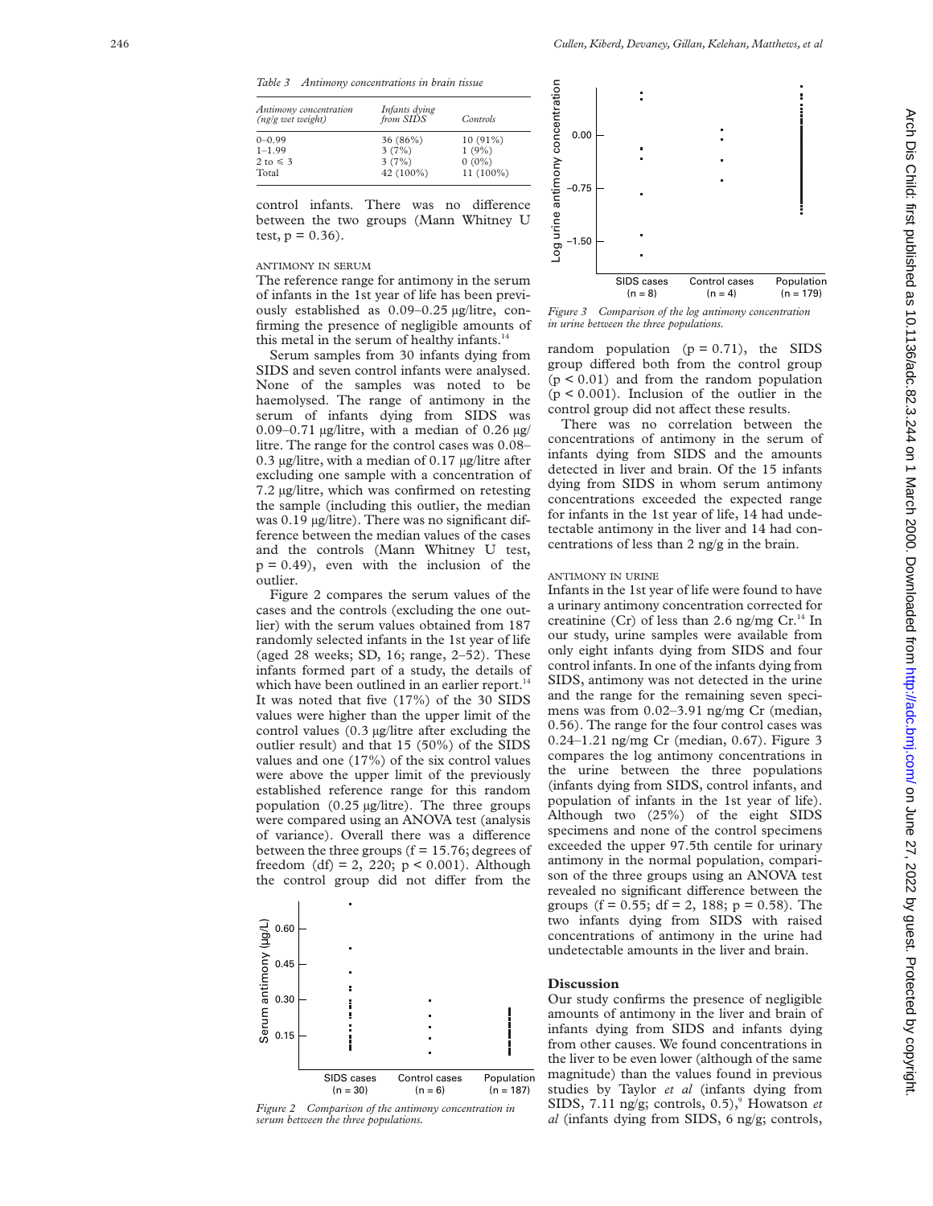*Table 3 Antimony concentrations in brain tissue*

| *Antimony concentration (ng/g wet weight)* | *Infants dying from SIDS* | *Controls* |
|---|---|---|
| 0–0.99 | 36 (86%) | 10 (91%) |
| 1–1.99 | 3 (7%) | 1 (9%) |
| 2 to ≤ 3 | 3 (7%) | 0 (0%) |
| Total | 42 (100%) | 11 (100%) |

control infants. There was no difference between the two groups (Mann Whitney U test, $p = 0.36$).

### ANTIMONY IN SERUM

The reference range for antimony in the serum of infants in the 1st year of life has been previously established as 0.09–0.25 μg/litre, confirming the presence of negligible amounts of this metal in the serum of healthy infants.[14]

Serum samples from 30 infants dying from SIDS and seven control infants were analysed. None of the samples was noted to be haemolysed. The range of antimony in the serum of infants dying from SIDS was 0.09–0.71 μg/litre, with a median of 0.26 μg/litre. The range for the control cases was 0.08–0.3 μg/litre, with a median of 0.17 μg/litre after excluding one sample with a concentration of 7.2 μg/litre, which was confirmed on retesting the sample (including this outlier, the median was 0.19 μg/litre). There was no significant difference between the median values of the cases and the controls (Mann Whitney U test, $p = 0.49$), even with the inclusion of the outlier.

Figure 2 compares the serum values of the cases and the controls (excluding the one outlier) with the serum values obtained from 187 randomly selected infants in the 1st year of life (aged 28 weeks; SD, 16; range, 2–52). These infants formed part of a study, the details of which have been outlined in an earlier report.[14] It was noted that five (17%) of the 30 SIDS values were higher than the upper limit of the control values (0.3 μg/litre after excluding the outlier result) and that 15 (50%) of the SIDS values and one (17%) of the six control values were above the upper limit of the previously established reference range for this random population (0.25 μg/litre). The three groups were compared using an ANOVA test (analysis of variance). Overall there was a difference between the three groups ($f = 15.76$; degrees of freedom (df) = 2, 220; $p < 0.001$). Although the control group did not differ from the random population ($p = 0.71$), the SIDS group differed both from the control group ($p < 0.01$) and from the random population ($p < 0.001$). Inclusion of the outlier in the control group did not affect these results.

*Figure 2 Comparison of the antimony concentration in serum between the three populations.*

There was no correlation between the concentrations of antimony in the serum of infants dying from SIDS and the amounts detected in liver and brain. Of the 15 infants dying from SIDS in whom serum antimony concentrations exceeded the expected range for infants in the 1st year of life, 14 had undetectable antimony in the liver and 14 had concentrations of less than 2 ng/g in the brain.

### ANTIMONY IN URINE

Infants in the 1st year of life were found to have a urinary antimony concentration corrected for creatinine (Cr) of less than 2.6 ng/mg Cr.[14] In our study, urine samples were available from only eight infants dying from SIDS and four control infants. In one of the infants dying from SIDS, antimony was not detected in the urine and the range for the remaining seven specimens was from 0.02–3.91 ng/mg Cr (median, 0.56). The range for the four control cases was 0.24–1.21 ng/mg Cr (median, 0.67). Figure 3 compares the log antimony concentrations in the urine between the three populations (infants dying from SIDS, control infants, and population of infants in the 1st year of life). Although two (25%) of the eight SIDS specimens and none of the control specimens exceeded the upper 97.5th centile for urinary antimony in the normal population, comparison of the three groups using an ANOVA test revealed no significant difference between the groups ($f = 0.55$; df = 2, 188; $p = 0.58$). The two infants dying from SIDS with raised concentrations of antimony in the urine had undetectable amounts in the liver and brain.

*Figure 3 Comparison of the log antimony concentration in urine between the three populations.*

## Discussion

Our study confirms the presence of negligible amounts of antimony in the liver and brain of infants dying from SIDS and infants dying from other causes. We found concentrations in the liver to be even lower (although of the same magnitude) than the values found in previous studies by Taylor *et al* (infants dying from SIDS, 7.11 ng/g; controls, 0.5),[9] Howatson *et al* (infants dying from SIDS, 6 ng/g; controls,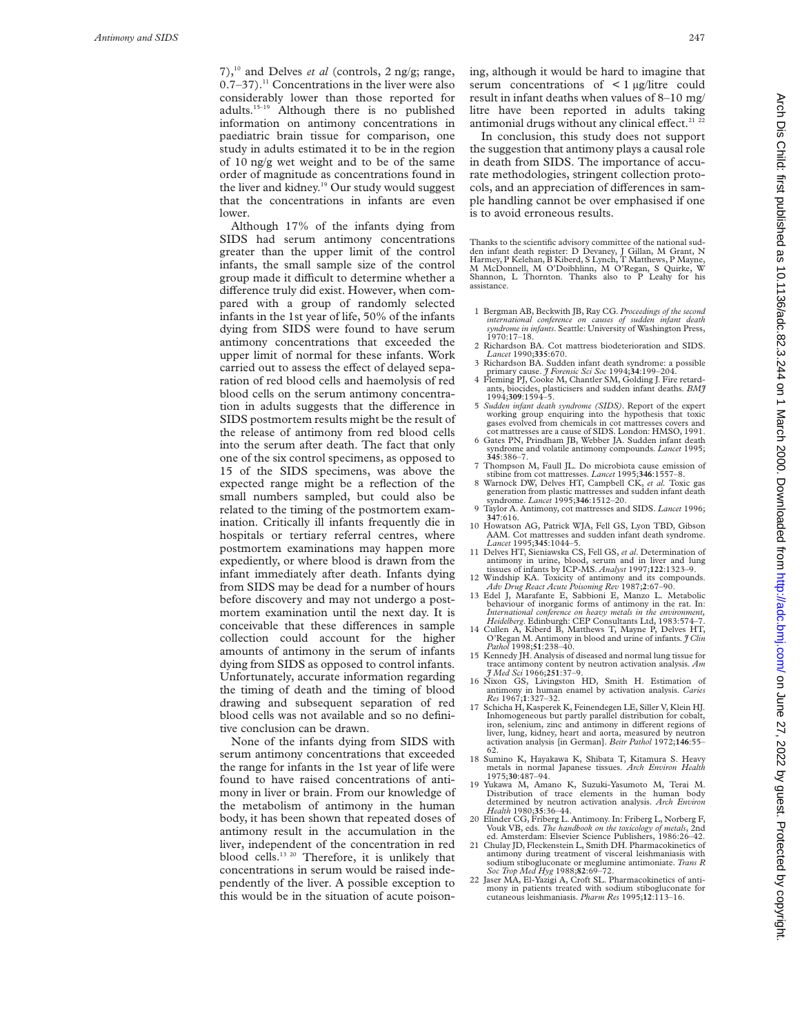7),[10] and Delves *et al* (controls, 2 ng/g; range, 0.7–37).[11] Concentrations in the liver were also considerably lower than those reported for adults.[15–19] Although there is no published information on antimony concentrations in paediatric brain tissue for comparison, one study in adults estimated it to be in the region of 10 ng/g wet weight and to be of the same order of magnitude as concentrations found in the liver and kidney.[19] Our study would suggest that the concentrations in infants are even lower.

Although 17% of the infants dying from SIDS had serum antimony concentrations greater than the upper limit of the control infants, the small sample size of the control group made it difficult to determine whether a difference truly did exist. However, when compared with a group of randomly selected infants in the 1st year of life, 50% of the infants dying from SIDS were found to have serum antimony concentrations that exceeded the upper limit of normal for these infants. Work carried out to assess the effect of delayed separation of red blood cells and haemolysis of red blood cells on the serum antimony concentration in adults suggests that the difference in SIDS postmortem results might be the result of the release of antimony from red blood cells into the serum after death. The fact that only one of the six control specimens, as opposed to 15 of the SIDS specimens, was above the expected range might be a reflection of the small numbers sampled, but could also be related to the timing of the postmortem examination. Critically ill infants frequently die in hospitals or tertiary referral centres, where postmortem examinations may happen more expediently, or where blood is drawn from the infant immediately after death. Infants dying from SIDS may be dead for a number of hours before discovery and may not undergo a postmortem examination until the next day. It is conceivable that these differences in sample collection could account for the higher amounts of antimony in the serum of infants dying from SIDS as opposed to control infants. Unfortunately, accurate information regarding the timing of death and the timing of blood drawing and subsequent separation of red blood cells was not available and so no definitive conclusion can be drawn.

None of the infants dying from SIDS with serum antimony concentrations that exceeded the range for infants in the 1st year of life were found to have raised concentrations of antimony in liver or brain. From our knowledge of the metabolism of antimony in the human body, it has been shown that repeated doses of antimony result in the accumulation in the liver, independent of the concentration in red blood cells.[13 20] Therefore, it is unlikely that concentrations in serum would be raised independently of the liver. A possible exception to this would be in the situation of acute poisoning, although it would be hard to imagine that serum concentrations of < 1 μg/litre could result in infant deaths when values of 8–10 mg/litre have been reported in adults taking antimonial drugs without any clinical effect.[21 22]

In conclusion, this study does not support the suggestion that antimony plays a causal role in death from SIDS. The importance of accurate methodologies, stringent collection protocols, and an appreciation of differences in sample handling cannot be over emphasised if one is to avoid erroneous results.

Thanks to the scientific advisory committee of the national sudden infant death register: D Devaney, J Gillan, M Grant, N Harmey, P Kelehan, B Kiberd, S Lynch, T Matthews, P Mayne, M McDonnell, M O'Doibhlinn, M O'Regan, S Quirke, W Shannon, L Thornton. Thanks also to P Leahy for his assistance.

1. Bergman AB, Beckwith JB, Ray CG. *Proceedings of the second international conference on causes of sudden infant death syndrome in infants*. Seattle: University of Washington Press, 1970:17–18.
2. Richardson BA. Cot mattress biodeterioration and SIDS. *Lancet* 1990;**335**:670.
3. Richardson BA. Sudden infant death syndrome: a possible primary cause. *J Forensic Sci Soc* 1994;**34**:199–204.
4. Fleming PJ, Cooke M, Chantler SM, Golding J. Fire retardants, biocides, plasticisers and sudden infant deaths. *BMJ* 1994;**309**:1594–5.
5. *Sudden infant death syndrome (SIDS)*. Report of the expert working group enquiring into the hypothesis that toxic gases evolved from chemicals in cot mattresses covers and cot mattresses are a cause of SIDS. London: HMSO, 1991.
6. Gates PN, Prindham JB, Webber JA. Sudden infant death syndrome and volatile antimony compounds. *Lancet* 1995; **345**:386–7.
7. Thompson M, Faull JL. Do microbiota cause emission of stibine from cot mattresses. *Lancet* 1995;**346**:1557–8.
8. Warnock DW, Delves HT, Campbell CK, *et al.* Toxic gas generation from plastic mattresses and sudden infant death syndrome. *Lancet* 1995;**346**:1512–20.
9. Taylor A. Antimony, cot mattresses and SIDS. *Lancet* 1996; **347**:616.
10. Howatson AG, Patrick WJA, Fell GS, Lyon TBD, Gibson AAM. Cot mattresses and sudden infant death syndrome. *Lancet* 1995;**345**:1044–5.
11. Delves HT, Sieniawska CS, Fell GS, *et al*. Determination of antimony in urine, blood, serum and in liver and lung tissues of infants by ICP-MS. *Analyst* 1997;**122**:1323–9.
12. Windship KA. Toxicity of antimony and its compounds. *Adv Drug React Acute Poisoning Rev* 1987;**2**:67–90.
13. Edel J, Marafante E, Sabbioni E, Manzo L. Metabolic behaviour of inorganic forms of antimony in the rat. In: *International conference on heavy metals in the environment, Heidelberg*. Edinburgh: CEP Consultants Ltd, 1983:574–7.
14. Cullen A, Kiberd B, Matthews T, Mayne P, Delves HT, O'Regan M. Antimony in blood and urine of infants. *J Clin Pathol* 1998;**51**:238–40.
15. Kennedy JH. Analysis of diseased and normal lung tissue for trace antimony content by neutron activation analysis. *Am J Med Sci* 1966;**251**:37–9.
16. Nixon GS, Livingston HD, Smith H. Estimation of antimony in human enamel by activation analysis. *Caries Res* 1967;**1**:327–32.
17. Schicha H, Kasperek K, Feinendegen LE, Siller V, Klein HJ. Inhomogeneous but partly parallel distribution for cobalt, iron, selenium, zinc and antimony in different regions of liver, lung, kidney, heart and aorta, measured by neutron activation analysis [in German]. *Beitr Pathol* 1972;**146**:55–62.
18. Sumino K, Hayakawa K, Shibata T, Kitamura S. Heavy metals in normal Japanese tissues. *Arch Environ Health* 1975;**30**:487–94.
19. Yukawa M, Amano K, Suzuki-Yasumoto M, Terai M. Distribution of trace elements in the human body determined by neutron activation analysis. *Arch Environ Health* 1980;**35**:36–44.
20. Elinder CG, Friberg L. Antimony. In: Friberg L, Norberg F, Vouk VB, eds. *The handbook on the toxicology of metals*, 2nd ed. Amsterdam: Elsevier Science Publishers, 1986:26–42.
21. Chulay JD, Fleckenstein L, Smith DH. Pharmacokinetics of antimony during treatment of visceral leishmaniasis with sodium stibogluconate or meglumine antimoniate. *Trans R Soc Trop Med Hyg* 1988;**82**:69–72.
22. Jaser MA, El-Yazigi A, Croft SL. Pharmacokinetics of antimony in patients treated with sodium stibogluconate for cutaneous leishmaniasis. *Pharm Res* 1995;**12**:113–16.